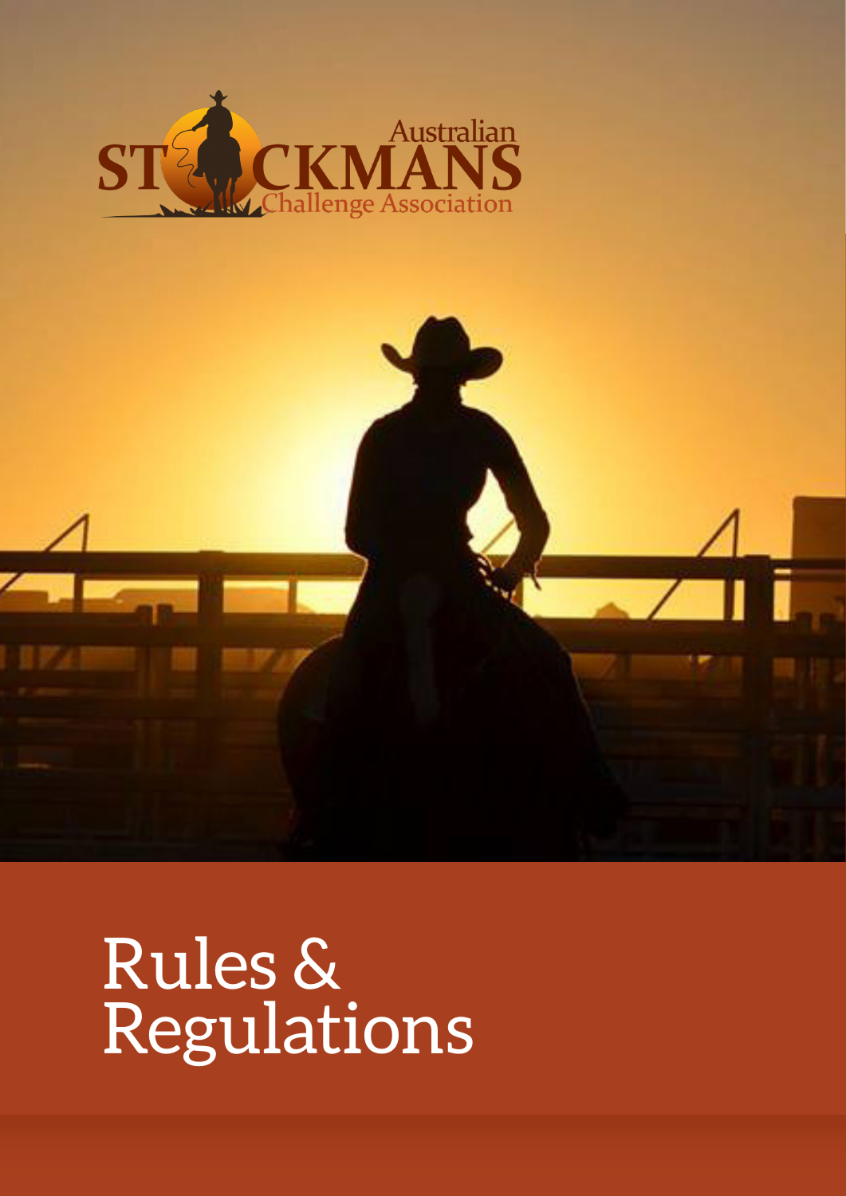Australian STOCKMANS Challenge Association

# Rules & Regulations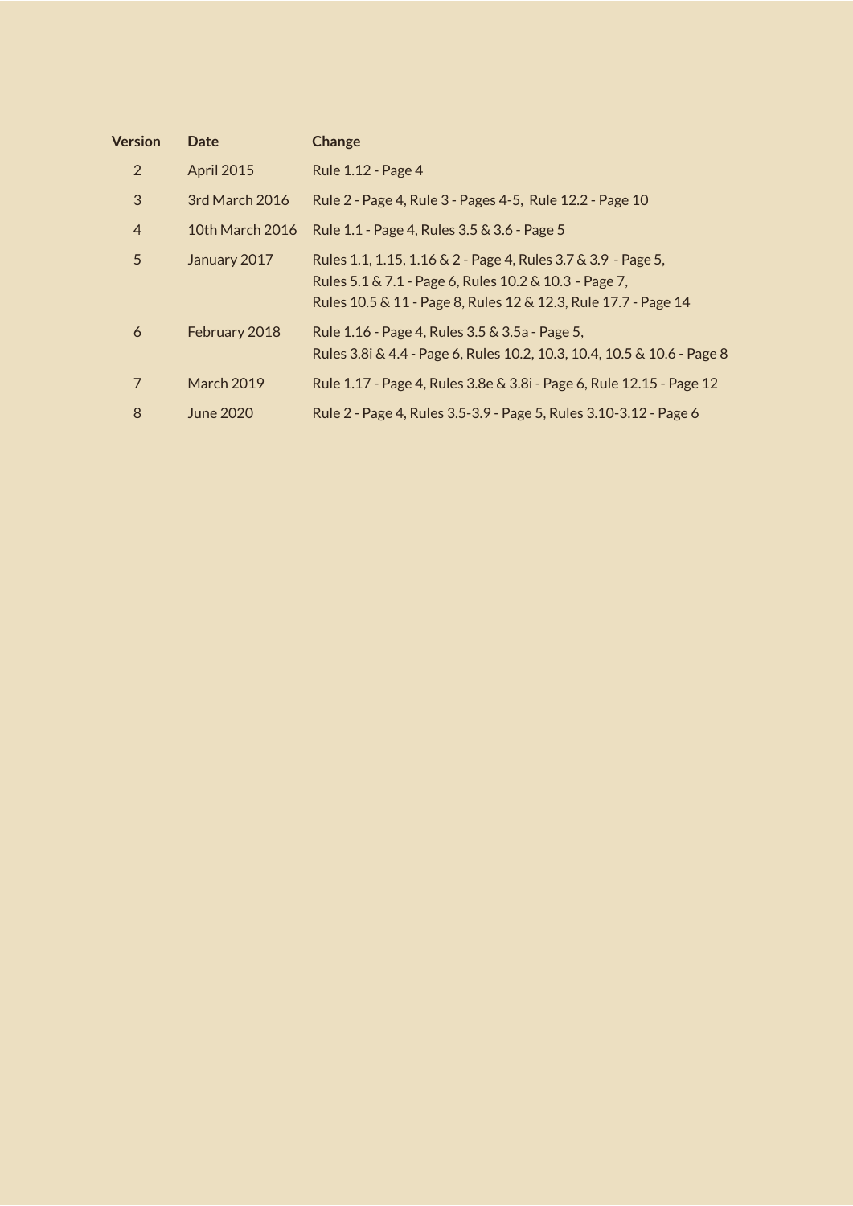| Version | Date | Change |
|---|---|---|
| 2 | April 2015 | Rule 1.12 - Page 4 |
| 3 | 3rd March 2016 | Rule 2 - Page 4, Rule 3 - Pages 4-5, Rule 12.2 - Page 10 |
| 4 | 10th March 2016 | Rule 1.1 - Page 4, Rules 3.5 & 3.6 - Page 5 |
| 5 | January 2017 | Rules 1.1, 1.15, 1.16 & 2 - Page 4, Rules 3.7 & 3.9 - Page 5, Rules 5.1 & 7.1 - Page 6, Rules 10.2 & 10.3 - Page 7, Rules 10.5 & 11 - Page 8, Rules 12 & 12.3, Rule 17.7 - Page 14 |
| 6 | February 2018 | Rule 1.16 - Page 4, Rules 3.5 & 3.5a - Page 5, Rules 3.8i & 4.4 - Page 6, Rules 10.2, 10.3, 10.4, 10.5 & 10.6 - Page 8 |
| 7 | March 2019 | Rule 1.17 - Page 4, Rules 3.8e & 3.8i - Page 6, Rule 12.15 - Page 12 |
| 8 | June 2020 | Rule 2 - Page 4, Rules 3.5-3.9 - Page 5, Rules 3.10-3.12 - Page 6 |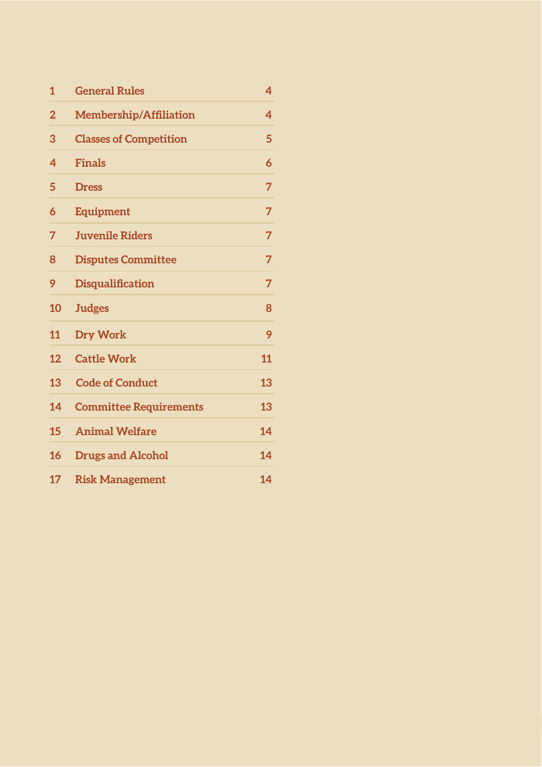| | | |
|---|---|---|
| 1 | General Rules | 4 |
| 2 | Membership/Affiliation | 4 |
| 3 | Classes of Competition | 5 |
| 4 | Finals | 6 |
| 5 | Dress | 7 |
| 6 | Equipment | 7 |
| 7 | Juvenile Riders | 7 |
| 8 | Disputes Committee | 7 |
| 9 | Disqualification | 7 |
| 10 | Judges | 8 |
| 11 | Dry Work | 9 |
| 12 | Cattle Work | 11 |
| 13 | Code of Conduct | 13 |
| 14 | Committee Requirements | 13 |
| 15 | Animal Welfare | 14 |
| 16 | Drugs and Alcohol | 14 |
| 17 | Risk Management | 14 |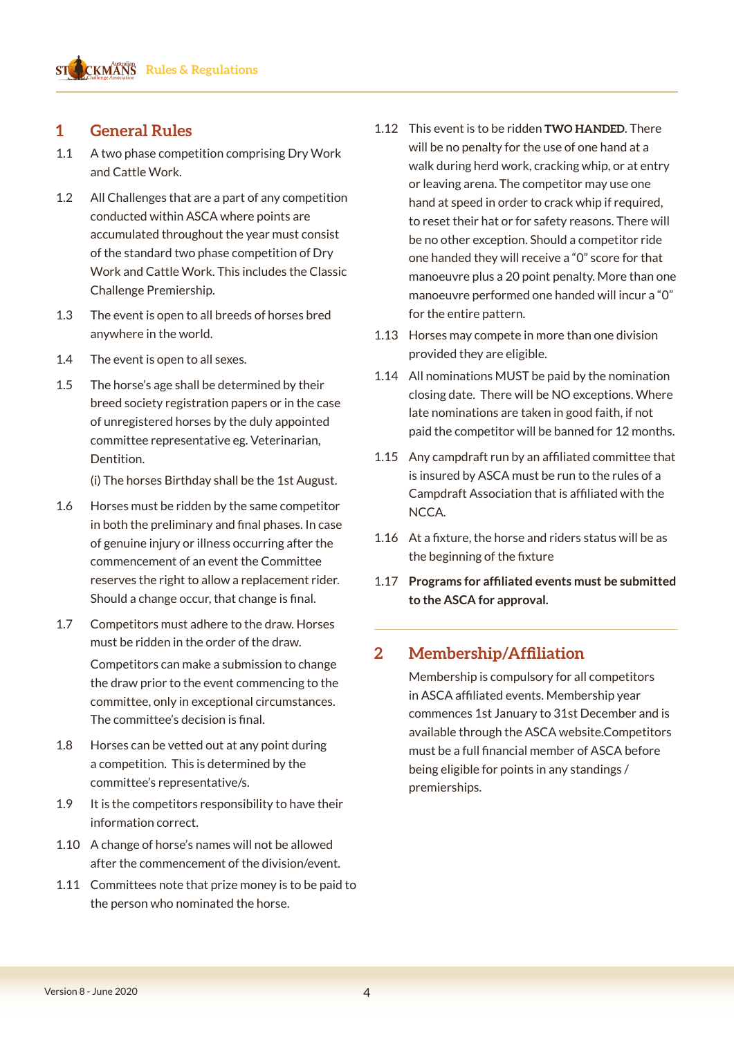## 1 General Rules

1.1 A two phase competition comprising Dry Work and Cattle Work.

1.2 All Challenges that are a part of any competition conducted within ASCA where points are accumulated throughout the year must consist of the standard two phase competition of Dry Work and Cattle Work. This includes the Classic Challenge Premiership.

1.3 The event is open to all breeds of horses bred anywhere in the world.

1.4 The event is open to all sexes.

1.5 The horse's age shall be determined by their breed society registration papers or in the case of unregistered horses by the duly appointed committee representative eg. Veterinarian, Dentition.

(i) The horses Birthday shall be the 1st August.

1.6 Horses must be ridden by the same competitor in both the preliminary and final phases. In case of genuine injury or illness occurring after the commencement of an event the Committee reserves the right to allow a replacement rider. Should a change occur, that change is final.

1.7 Competitors must adhere to the draw. Horses must be ridden in the order of the draw.

Competitors can make a submission to change the draw prior to the event commencing to the committee, only in exceptional circumstances. The committee's decision is final.

1.8 Horses can be vetted out at any point during a competition. This is determined by the committee's representative/s.

1.9 It is the competitors responsibility to have their information correct.

1.10 A change of horse's names will not be allowed after the commencement of the division/event.

1.11 Committees note that prize money is to be paid to the person who nominated the horse.

1.12 This event is to be ridden **TWO HANDED**. There will be no penalty for the use of one hand at a walk during herd work, cracking whip, or at entry or leaving arena. The competitor may use one hand at speed in order to crack whip if required, to reset their hat or for safety reasons. There will be no other exception. Should a competitor ride one handed they will receive a "0" score for that manoeuvre plus a 20 point penalty. More than one manoeuvre performed one handed will incur a "0" for the entire pattern.

1.13 Horses may compete in more than one division provided they are eligible.

1.14 All nominations MUST be paid by the nomination closing date. There will be NO exceptions. Where late nominations are taken in good faith, if not paid the competitor will be banned for 12 months.

1.15 Any campdraft run by an affiliated committee that is insured by ASCA must be run to the rules of a Campdraft Association that is affiliated with the NCCA.

1.16 At a fixture, the horse and riders status will be as the beginning of the fixture

1.17 **Programs for affiliated events must be submitted to the ASCA for approval.**

## 2 Membership/Affiliation

Membership is compulsory for all competitors in ASCA affiliated events. Membership year commences 1st January to 31st December and is available through the ASCA website.Competitors must be a full financial member of ASCA before being eligible for points in any standings / premierships.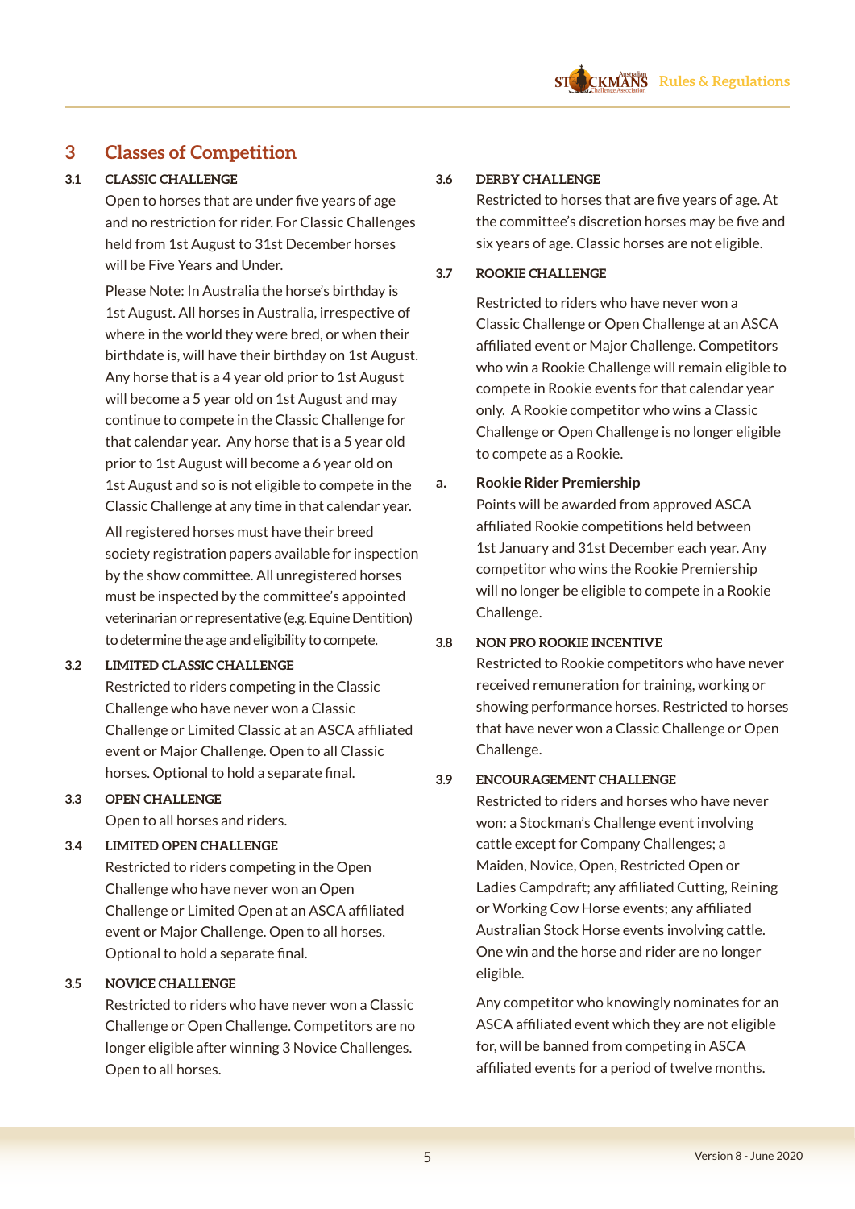# 3 Classes of Competition

### 3.1 CLASSIC CHALLENGE

Open to horses that are under five years of age and no restriction for rider. For Classic Challenges held from 1st August to 31st December horses will be Five Years and Under.

Please Note: In Australia the horse's birthday is 1st August. All horses in Australia, irrespective of where in the world they were bred, or when their birthdate is, will have their birthday on 1st August. Any horse that is a 4 year old prior to 1st August will become a 5 year old on 1st August and may continue to compete in the Classic Challenge for that calendar year. Any horse that is a 5 year old prior to 1st August will become a 6 year old on 1st August and so is not eligible to compete in the Classic Challenge at any time in that calendar year.

All registered horses must have their breed society registration papers available for inspection by the show committee. All unregistered horses must be inspected by the committee's appointed veterinarian or representative (e.g. Equine Dentition) to determine the age and eligibility to compete.

### 3.2 LIMITED CLASSIC CHALLENGE

Restricted to riders competing in the Classic Challenge who have never won a Classic Challenge or Limited Classic at an ASCA affiliated event or Major Challenge. Open to all Classic horses. Optional to hold a separate final.

### 3.3 OPEN CHALLENGE

Open to all horses and riders.

### 3.4 LIMITED OPEN CHALLENGE

Restricted to riders competing in the Open Challenge who have never won an Open Challenge or Limited Open at an ASCA affiliated event or Major Challenge. Open to all horses. Optional to hold a separate final.

### 3.5 NOVICE CHALLENGE

Restricted to riders who have never won a Classic Challenge or Open Challenge. Competitors are no longer eligible after winning 3 Novice Challenges. Open to all horses.

### 3.6 DERBY CHALLENGE

Restricted to horses that are five years of age. At the committee's discretion horses may be five and six years of age. Classic horses are not eligible.

### 3.7 ROOKIE CHALLENGE

Restricted to riders who have never won a Classic Challenge or Open Challenge at an ASCA affiliated event or Major Challenge. Competitors who win a Rookie Challenge will remain eligible to compete in Rookie events for that calendar year only. A Rookie competitor who wins a Classic Challenge or Open Challenge is no longer eligible to compete as a Rookie.

**a. Rookie Rider Premiership**

Points will be awarded from approved ASCA affiliated Rookie competitions held between 1st January and 31st December each year. Any competitor who wins the Rookie Premiership will no longer be eligible to compete in a Rookie Challenge.

### 3.8 NON PRO ROOKIE INCENTIVE

Restricted to Rookie competitors who have never received remuneration for training, working or showing performance horses. Restricted to horses that have never won a Classic Challenge or Open Challenge.

### 3.9 ENCOURAGEMENT CHALLENGE

Restricted to riders and horses who have never won: a Stockman's Challenge event involving cattle except for Company Challenges; a Maiden, Novice, Open, Restricted Open or Ladies Campdraft; any affiliated Cutting, Reining or Working Cow Horse events; any affiliated Australian Stock Horse events involving cattle. One win and the horse and rider are no longer eligible.

Any competitor who knowingly nominates for an ASCA affiliated event which they are not eligible for, will be banned from competing in ASCA affiliated events for a period of twelve months.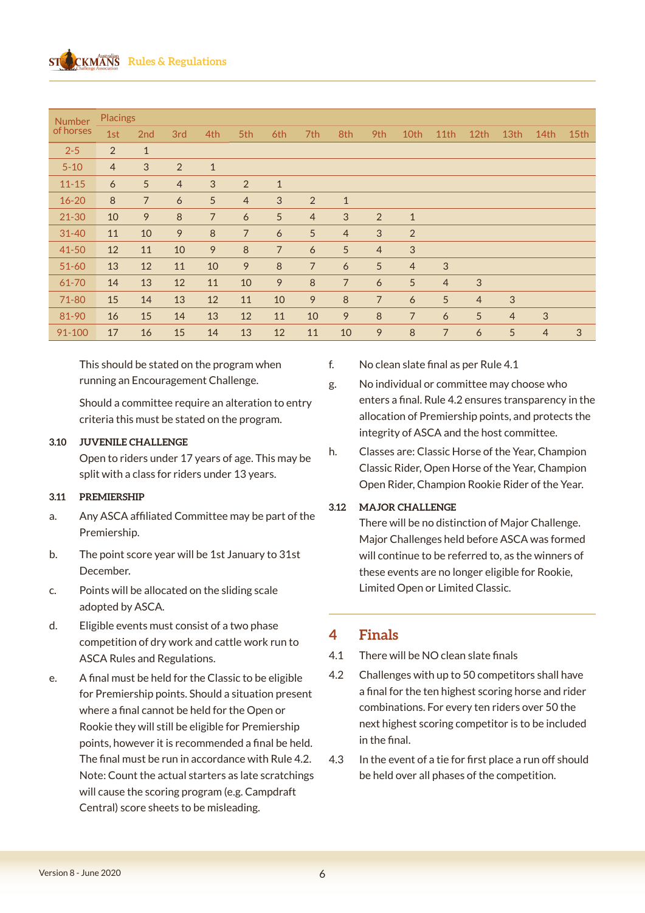| Number of horses | Placings | | | | | | | | | | | | | | |
|---|---|---|---|---|---|---|---|---|---|---|---|---|---|---|---|
| | 1st | 2nd | 3rd | 4th | 5th | 6th | 7th | 8th | 9th | 10th | 11th | 12th | 13th | 14th | 15th |
| 2-5 | 2 | 1 | | | | | | | | | | | | | |
| 5-10 | 4 | 3 | 2 | 1 | | | | | | | | | | | |
| 11-15 | 6 | 5 | 4 | 3 | 2 | 1 | | | | | | | | | |
| 16-20 | 8 | 7 | 6 | 5 | 4 | 3 | 2 | 1 | | | | | | | |
| 21-30 | 10 | 9 | 8 | 7 | 6 | 5 | 4 | 3 | 2 | 1 | | | | | |
| 31-40 | 11 | 10 | 9 | 8 | 7 | 6 | 5 | 4 | 3 | 2 | | | | | |
| 41-50 | 12 | 11 | 10 | 9 | 8 | 7 | 6 | 5 | 4 | 3 | | | | | |
| 51-60 | 13 | 12 | 11 | 10 | 9 | 8 | 7 | 6 | 5 | 4 | 3 | | | | |
| 61-70 | 14 | 13 | 12 | 11 | 10 | 9 | 8 | 7 | 6 | 5 | 4 | 3 | | | |
| 71-80 | 15 | 14 | 13 | 12 | 11 | 10 | 9 | 8 | 7 | 6 | 5 | 4 | 3 | | |
| 81-90 | 16 | 15 | 14 | 13 | 12 | 11 | 10 | 9 | 8 | 7 | 6 | 5 | 4 | 3 | |
| 91-100 | 17 | 16 | 15 | 14 | 13 | 12 | 11 | 10 | 9 | 8 | 7 | 6 | 5 | 4 | 3 |

This should be stated on the program when running an Encouragement Challenge.

Should a committee require an alteration to entry criteria this must be stated on the program.

**3.10 JUVENILE CHALLENGE**

Open to riders under 17 years of age. This may be split with a class for riders under 13 years.

**3.11 PREMIERSHIP**

a. Any ASCA affiliated Committee may be part of the Premiership.

b. The point score year will be 1st January to 31st December.

c. Points will be allocated on the sliding scale adopted by ASCA.

d. Eligible events must consist of a two phase competition of dry work and cattle work run to ASCA Rules and Regulations.

e. A final must be held for the Classic to be eligible for Premiership points. Should a situation present where a final cannot be held for the Open or Rookie they will still be eligible for Premiership points, however it is recommended a final be held. The final must be run in accordance with Rule 4.2. Note: Count the actual starters as late scratchings will cause the scoring program (e.g. Campdraft Central) score sheets to be misleading.

f. No clean slate final as per Rule 4.1

g. No individual or committee may choose who enters a final. Rule 4.2 ensures transparency in the allocation of Premiership points, and protects the integrity of ASCA and the host committee.

h. Classes are: Classic Horse of the Year, Champion Classic Rider, Open Horse of the Year, Champion Open Rider, Champion Rookie Rider of the Year.

**3.12 MAJOR CHALLENGE**

There will be no distinction of Major Challenge. Major Challenges held before ASCA was formed will continue to be referred to, as the winners of these events are no longer eligible for Rookie, Limited Open or Limited Classic.

## 4 Finals

4.1 There will be NO clean slate finals

4.2 Challenges with up to 50 competitors shall have a final for the ten highest scoring horse and rider combinations. For every ten riders over 50 the next highest scoring competitor is to be included in the final.

4.3 In the event of a tie for first place a run off should be held over all phases of the competition.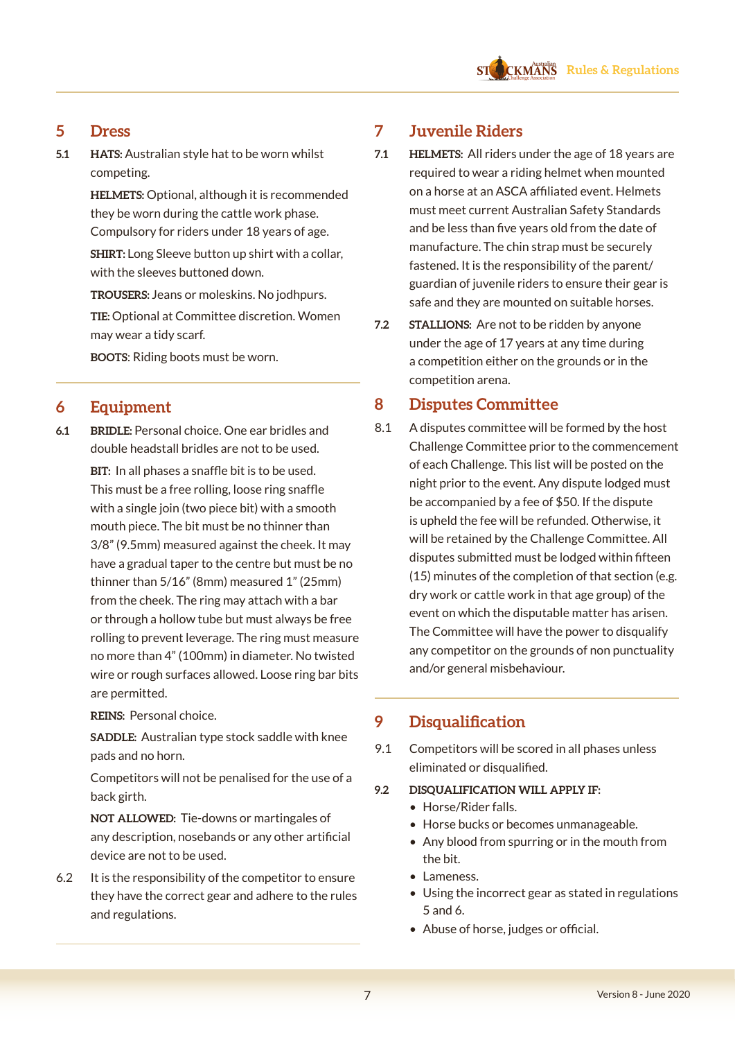## 5 Dress

**5.1** **HATS**: Australian style hat to be worn whilst competing.

**HELMETS:** Optional, although it is recommended they be worn during the cattle work phase. Compulsory for riders under 18 years of age.

**SHIRT**: Long Sleeve button up shirt with a collar, with the sleeves buttoned down.

**TROUSERS:** Jeans or moleskins. No jodhpurs.

**TIE:** Optional at Committee discretion. Women may wear a tidy scarf.

**BOOTS**: Riding boots must be worn.

## 6 Equipment

**6.1** **BRIDLE:** Personal choice. One ear bridles and double headstall bridles are not to be used.

**BIT:** In all phases a snaffle bit is to be used. This must be a free rolling, loose ring snaffle with a single join (two piece bit) with a smooth mouth piece. The bit must be no thinner than 3/8" (9.5mm) measured against the cheek. It may have a gradual taper to the centre but must be no thinner than 5/16" (8mm) measured 1" (25mm) from the cheek. The ring may attach with a bar or through a hollow tube but must always be free rolling to prevent leverage. The ring must measure no more than 4" (100mm) in diameter. No twisted wire or rough surfaces allowed. Loose ring bar bits are permitted.

**REINS:** Personal choice.

**SADDLE:** Australian type stock saddle with knee pads and no horn.

Competitors will not be penalised for the use of a back girth.

**NOT ALLOWED:** Tie-downs or martingales of any description, nosebands or any other artificial device are not to be used.

6.2 It is the responsibility of the competitor to ensure they have the correct gear and adhere to the rules and regulations.

## 7 Juvenile Riders

**7.1** **HELMETS:** All riders under the age of 18 years are required to wear a riding helmet when mounted on a horse at an ASCA affiliated event. Helmets must meet current Australian Safety Standards and be less than five years old from the date of manufacture. The chin strap must be securely fastened. It is the responsibility of the parent/ guardian of juvenile riders to ensure their gear is safe and they are mounted on suitable horses.

**7.2** **STALLIONS:** Are not to be ridden by anyone under the age of 17 years at any time during a competition either on the grounds or in the competition arena.

## 8 Disputes Committee

8.1 A disputes committee will be formed by the host Challenge Committee prior to the commencement of each Challenge. This list will be posted on the night prior to the event. Any dispute lodged must be accompanied by a fee of $50. If the dispute is upheld the fee will be refunded. Otherwise, it will be retained by the Challenge Committee. All disputes submitted must be lodged within fifteen (15) minutes of the completion of that section (e.g. dry work or cattle work in that age group) of the event on which the disputable matter has arisen. The Committee will have the power to disqualify any competitor on the grounds of non punctuality and/or general misbehaviour.

## 9 Disqualification

9.1 Competitors will be scored in all phases unless eliminated or disqualified.

**9.2** **DISQUALIFICATION WILL APPLY IF:**

- Horse/Rider falls.
- Horse bucks or becomes unmanageable.
- Any blood from spurring or in the mouth from the bit.
- Lameness.
- Using the incorrect gear as stated in regulations 5 and 6.
- Abuse of horse, judges or official.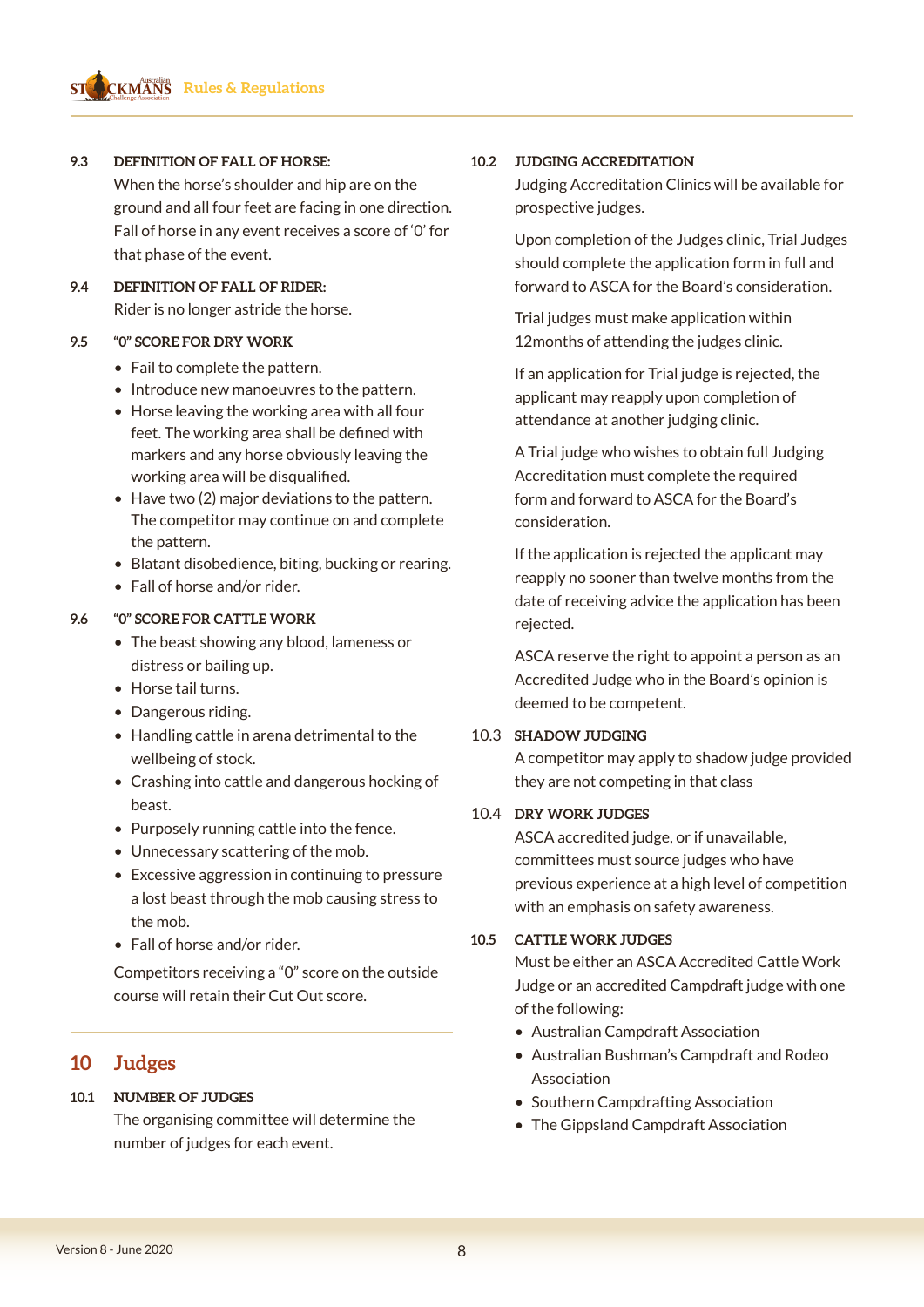**9.3 DEFINITION OF FALL OF HORSE:**

When the horse's shoulder and hip are on the ground and all four feet are facing in one direction. Fall of horse in any event receives a score of '0' for that phase of the event.

**9.4 DEFINITION OF FALL OF RIDER:**

Rider is no longer astride the horse.

**9.5 "0" SCORE FOR DRY WORK**

- Fail to complete the pattern.
- Introduce new manoeuvres to the pattern.
- Horse leaving the working area with all four feet. The working area shall be defined with markers and any horse obviously leaving the working area will be disqualified.
- Have two (2) major deviations to the pattern. The competitor may continue on and complete the pattern.
- Blatant disobedience, biting, bucking or rearing.
- Fall of horse and/or rider.

**9.6 "0" SCORE FOR CATTLE WORK**

- The beast showing any blood, lameness or distress or bailing up.
- Horse tail turns.
- Dangerous riding.
- Handling cattle in arena detrimental to the wellbeing of stock.
- Crashing into cattle and dangerous hocking of beast.
- Purposely running cattle into the fence.
- Unnecessary scattering of the mob.
- Excessive aggression in continuing to pressure a lost beast through the mob causing stress to the mob.
- Fall of horse and/or rider.

Competitors receiving a "0" score on the outside course will retain their Cut Out score.

## 10 Judges

**10.1 NUMBER OF JUDGES**

The organising committee will determine the number of judges for each event.

**10.2 JUDGING ACCREDITATION**

Judging Accreditation Clinics will be available for prospective judges.

Upon completion of the Judges clinic, Trial Judges should complete the application form in full and forward to ASCA for the Board's consideration.

Trial judges must make application within 12months of attending the judges clinic.

If an application for Trial judge is rejected, the applicant may reapply upon completion of attendance at another judging clinic.

A Trial judge who wishes to obtain full Judging Accreditation must complete the required form and forward to ASCA for the Board's consideration.

If the application is rejected the applicant may reapply no sooner than twelve months from the date of receiving advice the application has been rejected.

ASCA reserve the right to appoint a person as an Accredited Judge who in the Board's opinion is deemed to be competent.

**10.3 SHADOW JUDGING**

A competitor may apply to shadow judge provided they are not competing in that class

**10.4 DRY WORK JUDGES**

ASCA accredited judge, or if unavailable, committees must source judges who have previous experience at a high level of competition with an emphasis on safety awareness.

**10.5 CATTLE WORK JUDGES**

Must be either an ASCA Accredited Cattle Work Judge or an accredited Campdraft judge with one of the following:

- Australian Campdraft Association
- Australian Bushman's Campdraft and Rodeo Association
- Southern Campdrafting Association
- The Gippsland Campdraft Association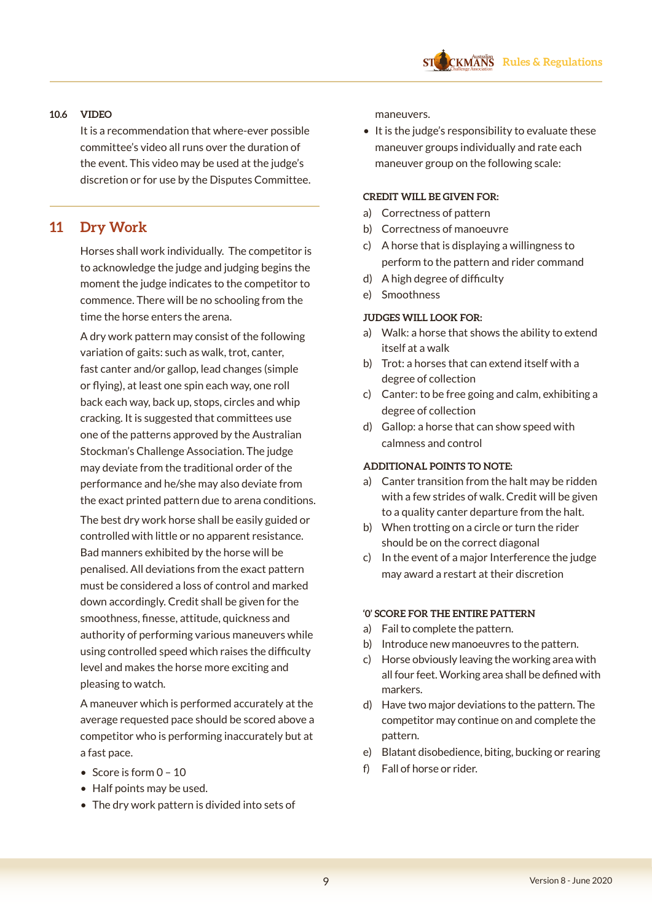### 10.6 VIDEO

It is a recommendation that where-ever possible committee's video all runs over the duration of the event. This video may be used at the judge's discretion or for use by the Disputes Committee.

## 11 Dry Work

Horses shall work individually. The competitor is to acknowledge the judge and judging begins the moment the judge indicates to the competitor to commence. There will be no schooling from the time the horse enters the arena.

A dry work pattern may consist of the following variation of gaits: such as walk, trot, canter, fast canter and/or gallop, lead changes (simple or flying), at least one spin each way, one roll back each way, back up, stops, circles and whip cracking. It is suggested that committees use one of the patterns approved by the Australian Stockman's Challenge Association. The judge may deviate from the traditional order of the performance and he/she may also deviate from the exact printed pattern due to arena conditions.

The best dry work horse shall be easily guided or controlled with little or no apparent resistance. Bad manners exhibited by the horse will be penalised. All deviations from the exact pattern must be considered a loss of control and marked down accordingly. Credit shall be given for the smoothness, finesse, attitude, quickness and authority of performing various maneuvers while using controlled speed which raises the difficulty level and makes the horse more exciting and pleasing to watch.

A maneuver which is performed accurately at the average requested pace should be scored above a competitor who is performing inaccurately but at a fast pace.

- Score is form 0 – 10
- Half points may be used.
- The dry work pattern is divided into sets of maneuvers.
- It is the judge's responsibility to evaluate these maneuver groups individually and rate each maneuver group on the following scale:

**CREDIT WILL BE GIVEN FOR:**

a) Correctness of pattern
b) Correctness of manoeuvre
c) A horse that is displaying a willingness to perform to the pattern and rider command
d) A high degree of difficulty
e) Smoothness

**JUDGES WILL LOOK FOR:**

a) Walk: a horse that shows the ability to extend itself at a walk
b) Trot: a horses that can extend itself with a degree of collection
c) Canter: to be free going and calm, exhibiting a degree of collection
d) Gallop: a horse that can show speed with calmness and control

**ADDITIONAL POINTS TO NOTE:**

a) Canter transition from the halt may be ridden with a few strides of walk. Credit will be given to a quality canter departure from the halt.
b) When trotting on a circle or turn the rider should be on the correct diagonal
c) In the event of a major Interference the judge may award a restart at their discretion

**'0' SCORE FOR THE ENTIRE PATTERN**

a) Fail to complete the pattern.
b) Introduce new manoeuvres to the pattern.
c) Horse obviously leaving the working area with all four feet. Working area shall be defined with markers.
d) Have two major deviations to the pattern. The competitor may continue on and complete the pattern.
e) Blatant disobedience, biting, bucking or rearing
f) Fall of horse or rider.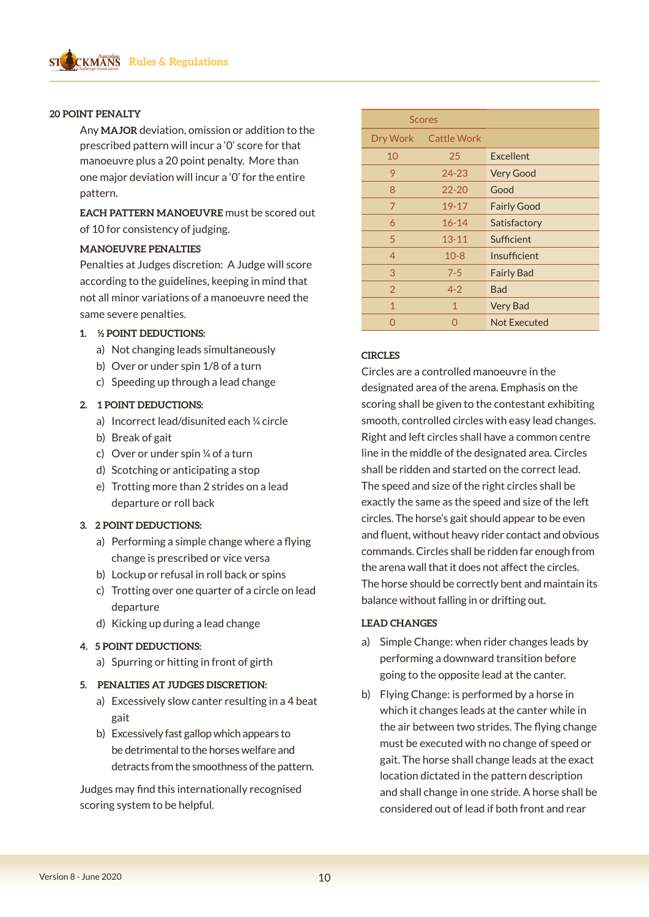**20 POINT PENALTY**

Any **MAJOR** deviation, omission or addition to the prescribed pattern will incur a '0' score for that manoeuvre plus a 20 point penalty. More than one major deviation will incur a '0' for the entire pattern.

**EACH PATTERN MANOEUVRE** must be scored out of 10 for consistency of judging.

**MANOEUVRE PENALTIES**

Penalties at Judges discretion: A Judge will score according to the guidelines, keeping in mind that not all minor variations of a manoeuvre need the same severe penalties.

1. **½ POINT DEDUCTIONS:**
   a) Not changing leads simultaneously
   b) Over or under spin 1/8 of a turn
   c) Speeding up through a lead change

2. **1 POINT DEDUCTIONS:**
   a) Incorrect lead/disunited each ¼ circle
   b) Break of gait
   c) Over or under spin ¼ of a turn
   d) Scotching or anticipating a stop
   e) Trotting more than 2 strides on a lead departure or roll back

3. **2 POINT DEDUCTIONS:**
   a) Performing a simple change where a flying change is prescribed or vice versa
   b) Lockup or refusal in roll back or spins
   c) Trotting over one quarter of a circle on lead departure
   d) Kicking up during a lead change

4. **5 POINT DEDUCTIONS:**
   a) Spurring or hitting in front of girth

5. **PENALTIES AT JUDGES DISCRETION:**
   a) Excessively slow canter resulting in a 4 beat gait
   b) Excessively fast gallop which appears to be detrimental to the horses welfare and detracts from the smoothness of the pattern.

Judges may find this internationally recognised scoring system to be helpful.

| Scores | | |
|---|---|---|
| Dry Work | Cattle Work | |
| 10 | 25 | Excellent |
| 9 | 24-23 | Very Good |
| 8 | 22-20 | Good |
| 7 | 19-17 | Fairly Good |
| 6 | 16-14 | Satisfactory |
| 5 | 13-11 | Sufficient |
| 4 | 10-8 | Insufficient |
| 3 | 7-5 | Fairly Bad |
| 2 | 4-2 | Bad |
| 1 | 1 | Very Bad |
| 0 | 0 | Not Executed |

**CIRCLES**

Circles are a controlled manoeuvre in the designated area of the arena. Emphasis on the scoring shall be given to the contestant exhibiting smooth, controlled circles with easy lead changes. Right and left circles shall have a common centre line in the middle of the designated area. Circles shall be ridden and started on the correct lead. The speed and size of the right circles shall be exactly the same as the speed and size of the left circles. The horse's gait should appear to be even and fluent, without heavy rider contact and obvious commands. Circles shall be ridden far enough from the arena wall that it does not affect the circles. The horse should be correctly bent and maintain its balance without falling in or drifting out.

**LEAD CHANGES**

a) Simple Change: when rider changes leads by performing a downward transition before going to the opposite lead at the canter.

b) Flying Change: is performed by a horse in which it changes leads at the canter while in the air between two strides. The flying change must be executed with no change of speed or gait. The horse shall change leads at the exact location dictated in the pattern description and shall change in one stride. A horse shall be considered out of lead if both front and rear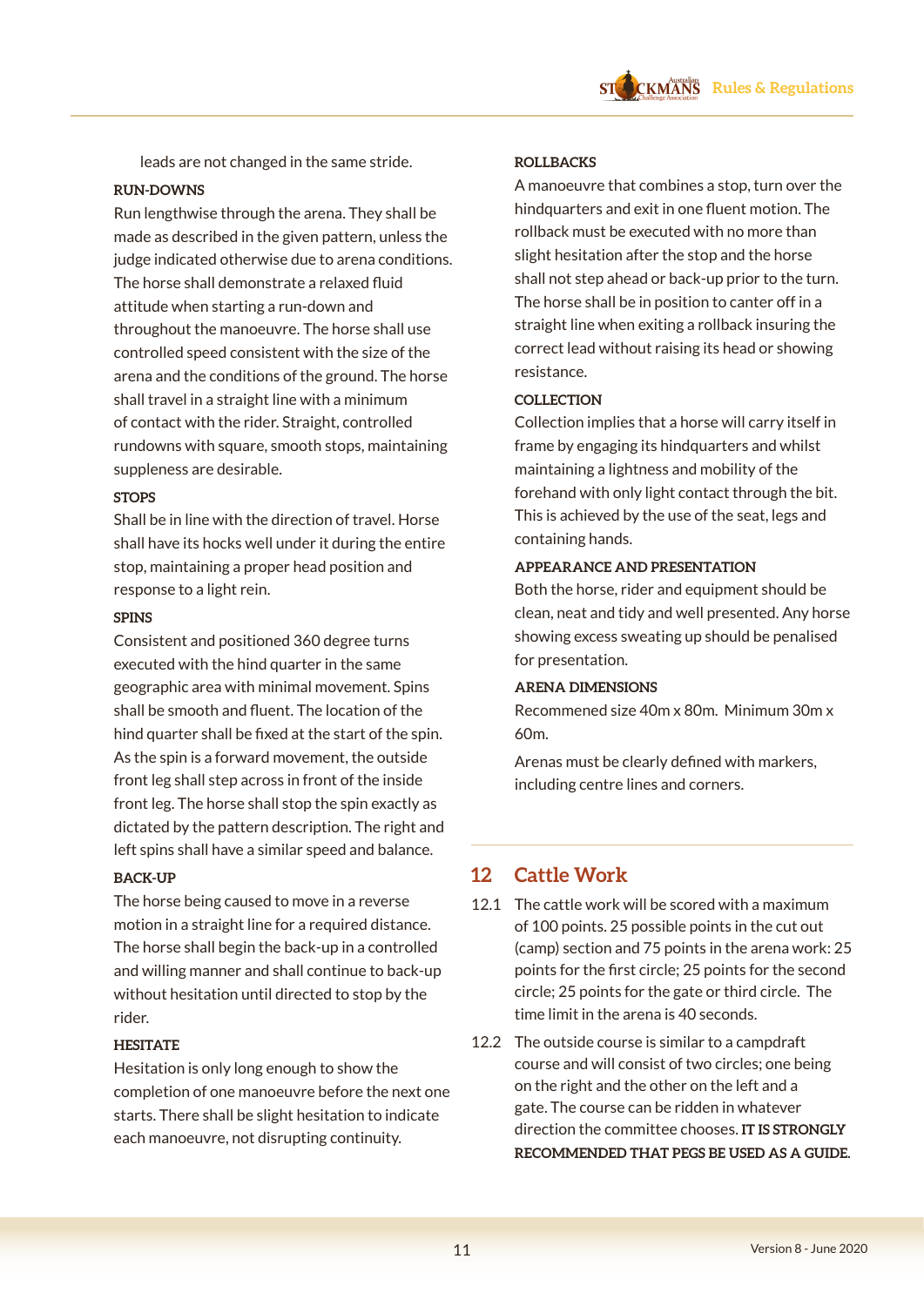leads are not changed in the same stride.

**RUN-DOWNS**

Run lengthwise through the arena. They shall be made as described in the given pattern, unless the judge indicated otherwise due to arena conditions. The horse shall demonstrate a relaxed fluid attitude when starting a run-down and throughout the manoeuvre. The horse shall use controlled speed consistent with the size of the arena and the conditions of the ground. The horse shall travel in a straight line with a minimum of contact with the rider. Straight, controlled rundowns with square, smooth stops, maintaining suppleness are desirable.

**STOPS**

Shall be in line with the direction of travel. Horse shall have its hocks well under it during the entire stop, maintaining a proper head position and response to a light rein.

**SPINS**

Consistent and positioned 360 degree turns executed with the hind quarter in the same geographic area with minimal movement. Spins shall be smooth and fluent. The location of the hind quarter shall be fixed at the start of the spin. As the spin is a forward movement, the outside front leg shall step across in front of the inside front leg. The horse shall stop the spin exactly as dictated by the pattern description. The right and left spins shall have a similar speed and balance.

**BACK-UP**

The horse being caused to move in a reverse motion in a straight line for a required distance. The horse shall begin the back-up in a controlled and willing manner and shall continue to back-up without hesitation until directed to stop by the rider.

**HESITATE**

Hesitation is only long enough to show the completion of one manoeuvre before the next one starts. There shall be slight hesitation to indicate each manoeuvre, not disrupting continuity.

**ROLLBACKS**

A manoeuvre that combines a stop, turn over the hindquarters and exit in one fluent motion. The rollback must be executed with no more than slight hesitation after the stop and the horse shall not step ahead or back-up prior to the turn. The horse shall be in position to canter off in a straight line when exiting a rollback insuring the correct lead without raising its head or showing resistance.

**COLLECTION**

Collection implies that a horse will carry itself in frame by engaging its hindquarters and whilst maintaining a lightness and mobility of the forehand with only light contact through the bit. This is achieved by the use of the seat, legs and containing hands.

**APPEARANCE AND PRESENTATION**

Both the horse, rider and equipment should be clean, neat and tidy and well presented. Any horse showing excess sweating up should be penalised for presentation.

**ARENA DIMENSIONS**

Recommened size 40m x 80m. Minimum 30m x 60m.

Arenas must be clearly defined with markers, including centre lines and corners.

## 12 Cattle Work

12.1 The cattle work will be scored with a maximum of 100 points. 25 possible points in the cut out (camp) section and 75 points in the arena work: 25 points for the first circle; 25 points for the second circle; 25 points for the gate or third circle. The time limit in the arena is 40 seconds.

12.2 The outside course is similar to a campdraft course and will consist of two circles; one being on the right and the other on the left and a gate. The course can be ridden in whatever direction the committee chooses. **IT IS STRONGLY RECOMMENDED THAT PEGS BE USED AS A GUIDE.**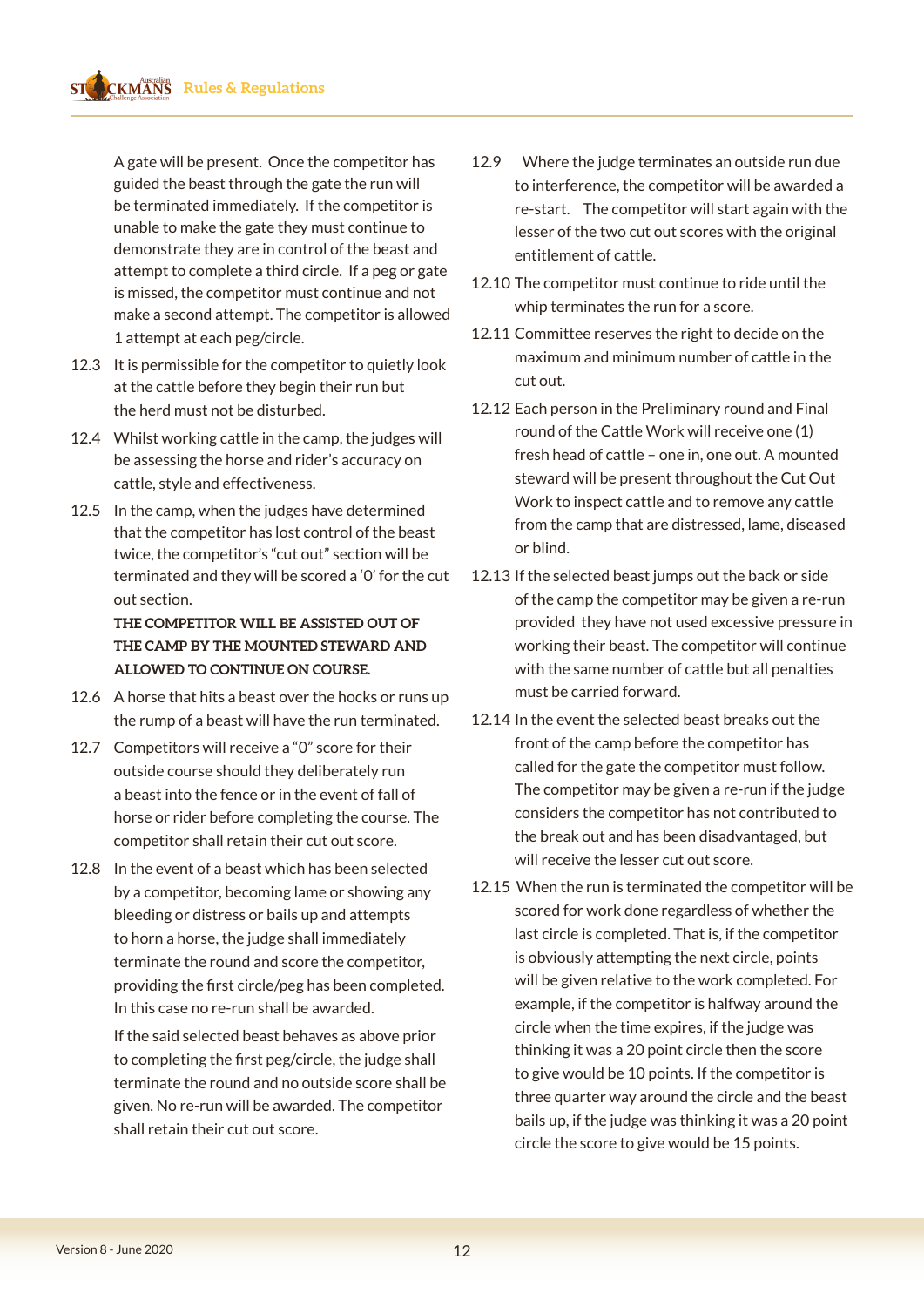A gate will be present. Once the competitor has guided the beast through the gate the run will be terminated immediately. If the competitor is unable to make the gate they must continue to demonstrate they are in control of the beast and attempt to complete a third circle. If a peg or gate is missed, the competitor must continue and not make a second attempt. The competitor is allowed 1 attempt at each peg/circle.

12.3 It is permissible for the competitor to quietly look at the cattle before they begin their run but the herd must not be disturbed.

12.4 Whilst working cattle in the camp, the judges will be assessing the horse and rider's accuracy on cattle, style and effectiveness.

12.5 In the camp, when the judges have determined that the competitor has lost control of the beast twice, the competitor's "cut out" section will be terminated and they will be scored a '0' for the cut out section.

**THE COMPETITOR WILL BE ASSISTED OUT OF THE CAMP BY THE MOUNTED STEWARD AND ALLOWED TO CONTINUE ON COURSE.**

12.6 A horse that hits a beast over the hocks or runs up the rump of a beast will have the run terminated.

12.7 Competitors will receive a "0" score for their outside course should they deliberately run a beast into the fence or in the event of fall of horse or rider before completing the course. The competitor shall retain their cut out score.

12.8 In the event of a beast which has been selected by a competitor, becoming lame or showing any bleeding or distress or bails up and attempts to horn a horse, the judge shall immediately terminate the round and score the competitor, providing the first circle/peg has been completed. In this case no re-run shall be awarded.

If the said selected beast behaves as above prior to completing the first peg/circle, the judge shall terminate the round and no outside score shall be given. No re-run will be awarded. The competitor shall retain their cut out score.

12.9 Where the judge terminates an outside run due to interference, the competitor will be awarded a re-start. The competitor will start again with the lesser of the two cut out scores with the original entitlement of cattle.

12.10 The competitor must continue to ride until the whip terminates the run for a score.

12.11 Committee reserves the right to decide on the maximum and minimum number of cattle in the cut out.

12.12 Each person in the Preliminary round and Final round of the Cattle Work will receive one (1) fresh head of cattle – one in, one out. A mounted steward will be present throughout the Cut Out Work to inspect cattle and to remove any cattle from the camp that are distressed, lame, diseased or blind.

12.13 If the selected beast jumps out the back or side of the camp the competitor may be given a re-run provided they have not used excessive pressure in working their beast. The competitor will continue with the same number of cattle but all penalties must be carried forward.

12.14 In the event the selected beast breaks out the front of the camp before the competitor has called for the gate the competitor must follow. The competitor may be given a re-run if the judge considers the competitor has not contributed to the break out and has been disadvantaged, but will receive the lesser cut out score.

12.15 When the run is terminated the competitor will be scored for work done regardless of whether the last circle is completed. That is, if the competitor is obviously attempting the next circle, points will be given relative to the work completed. For example, if the competitor is halfway around the circle when the time expires, if the judge was thinking it was a 20 point circle then the score to give would be 10 points. If the competitor is three quarter way around the circle and the beast bails up, if the judge was thinking it was a 20 point circle the score to give would be 15 points.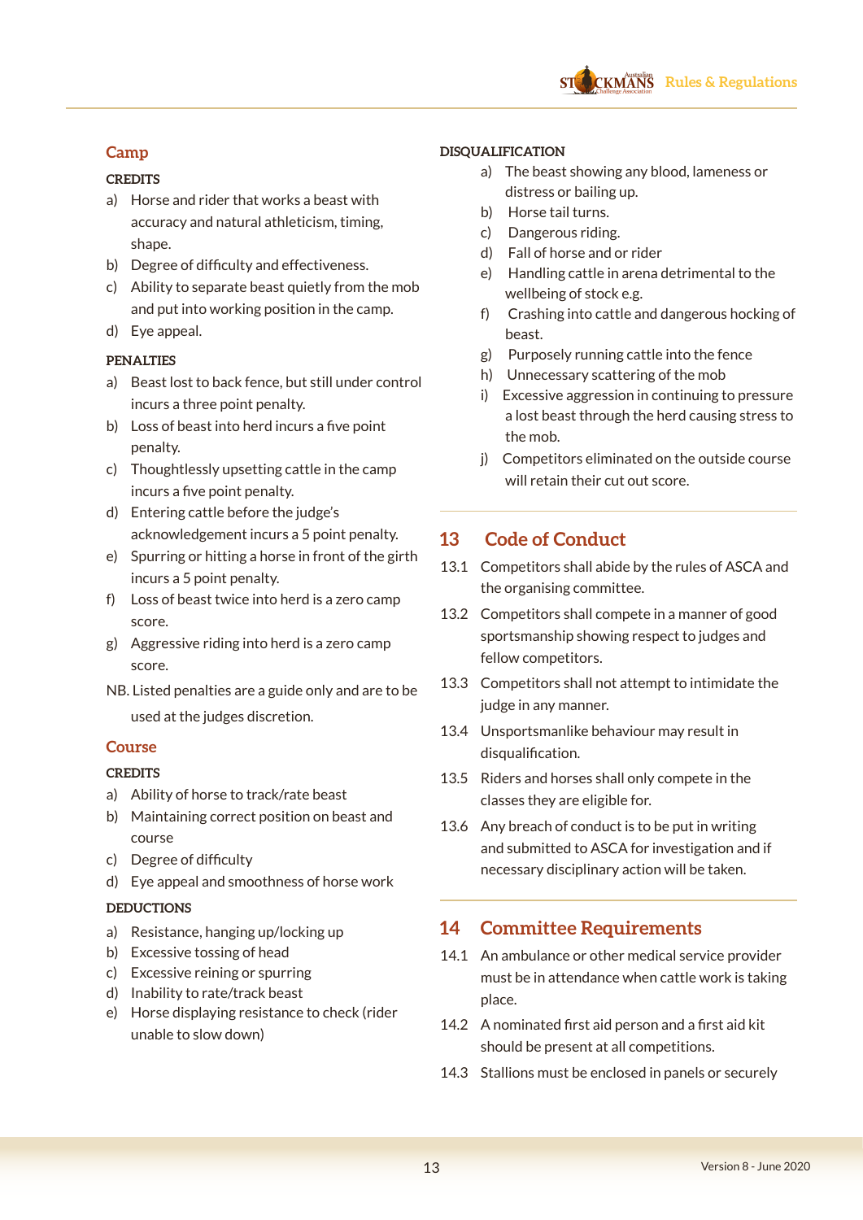## Camp

**CREDITS**

a) Horse and rider that works a beast with accuracy and natural athleticism, timing, shape.
b) Degree of difficulty and effectiveness.
c) Ability to separate beast quietly from the mob and put into working position in the camp.
d) Eye appeal.

**PENALTIES**

a) Beast lost to back fence, but still under control incurs a three point penalty.
b) Loss of beast into herd incurs a five point penalty.
c) Thoughtlessly upsetting cattle in the camp incurs a five point penalty.
d) Entering cattle before the judge's acknowledgement incurs a 5 point penalty.
e) Spurring or hitting a horse in front of the girth incurs a 5 point penalty.
f) Loss of beast twice into herd is a zero camp score.
g) Aggressive riding into herd is a zero camp score.

NB. Listed penalties are a guide only and are to be used at the judges discretion.

## Course

**CREDITS**

a) Ability of horse to track/rate beast
b) Maintaining correct position on beast and course
c) Degree of difficulty
d) Eye appeal and smoothness of horse work

**DEDUCTIONS**

a) Resistance, hanging up/locking up
b) Excessive tossing of head
c) Excessive reining or spurring
d) Inability to rate/track beast
e) Horse displaying resistance to check (rider unable to slow down)

**DISQUALIFICATION**

a) The beast showing any blood, lameness or distress or bailing up.
b) Horse tail turns.
c) Dangerous riding.
d) Fall of horse and or rider
e) Handling cattle in arena detrimental to the wellbeing of stock e.g.
f) Crashing into cattle and dangerous hocking of beast.
g) Purposely running cattle into the fence
h) Unnecessary scattering of the mob
i) Excessive aggression in continuing to pressure a lost beast through the herd causing stress to the mob.
j) Competitors eliminated on the outside course will retain their cut out score.

## 13 Code of Conduct

13.1 Competitors shall abide by the rules of ASCA and the organising committee.

13.2 Competitors shall compete in a manner of good sportsmanship showing respect to judges and fellow competitors.

13.3 Competitors shall not attempt to intimidate the judge in any manner.

13.4 Unsportsmanlike behaviour may result in disqualification.

13.5 Riders and horses shall only compete in the classes they are eligible for.

13.6 Any breach of conduct is to be put in writing and submitted to ASCA for investigation and if necessary disciplinary action will be taken.

## 14 Committee Requirements

14.1 An ambulance or other medical service provider must be in attendance when cattle work is taking place.

14.2 A nominated first aid person and a first aid kit should be present at all competitions.

14.3 Stallions must be enclosed in panels or securely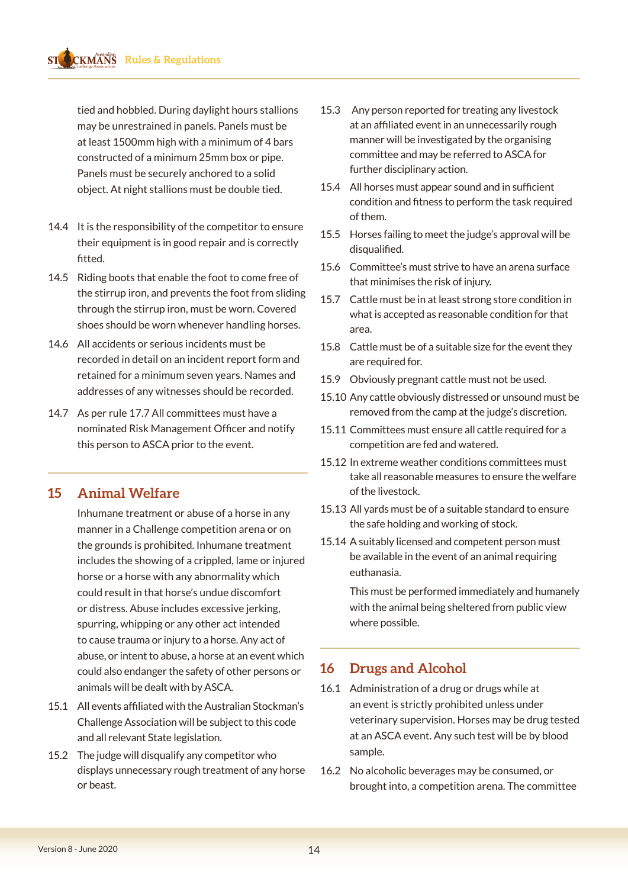tied and hobbled. During daylight hours stallions may be unrestrained in panels. Panels must be at least 1500mm high with a minimum of 4 bars constructed of a minimum 25mm box or pipe. Panels must be securely anchored to a solid object. At night stallions must be double tied.

14.4 It is the responsibility of the competitor to ensure their equipment is in good repair and is correctly fitted.

14.5 Riding boots that enable the foot to come free of the stirrup iron, and prevents the foot from sliding through the stirrup iron, must be worn. Covered shoes should be worn whenever handling horses.

14.6 All accidents or serious incidents must be recorded in detail on an incident report form and retained for a minimum seven years. Names and addresses of any witnesses should be recorded.

14.7 As per rule 17.7 All committees must have a nominated Risk Management Officer and notify this person to ASCA prior to the event.

## 15 Animal Welfare

Inhumane treatment or abuse of a horse in any manner in a Challenge competition arena or on the grounds is prohibited. Inhumane treatment includes the showing of a crippled, lame or injured horse or a horse with any abnormality which could result in that horse's undue discomfort or distress. Abuse includes excessive jerking, spurring, whipping or any other act intended to cause trauma or injury to a horse. Any act of abuse, or intent to abuse, a horse at an event which could also endanger the safety of other persons or animals will be dealt with by ASCA.

15.1 All events affiliated with the Australian Stockman's Challenge Association will be subject to this code and all relevant State legislation.

15.2 The judge will disqualify any competitor who displays unnecessary rough treatment of any horse or beast.

15.3 Any person reported for treating any livestock at an affiliated event in an unnecessarily rough manner will be investigated by the organising committee and may be referred to ASCA for further disciplinary action.

15.4 All horses must appear sound and in sufficient condition and fitness to perform the task required of them.

15.5 Horses failing to meet the judge's approval will be disqualified.

15.6 Committee's must strive to have an arena surface that minimises the risk of injury.

15.7 Cattle must be in at least strong store condition in what is accepted as reasonable condition for that area.

15.8 Cattle must be of a suitable size for the event they are required for.

15.9 Obviously pregnant cattle must not be used.

15.10 Any cattle obviously distressed or unsound must be removed from the camp at the judge's discretion.

15.11 Committees must ensure all cattle required for a competition are fed and watered.

15.12 In extreme weather conditions committees must take all reasonable measures to ensure the welfare of the livestock.

15.13 All yards must be of a suitable standard to ensure the safe holding and working of stock.

15.14 A suitably licensed and competent person must be available in the event of an animal requiring euthanasia.

This must be performed immediately and humanely with the animal being sheltered from public view where possible.

## 16 Drugs and Alcohol

16.1 Administration of a drug or drugs while at an event is strictly prohibited unless under veterinary supervision. Horses may be drug tested at an ASCA event. Any such test will be by blood sample.

16.2 No alcoholic beverages may be consumed, or brought into, a competition arena. The committee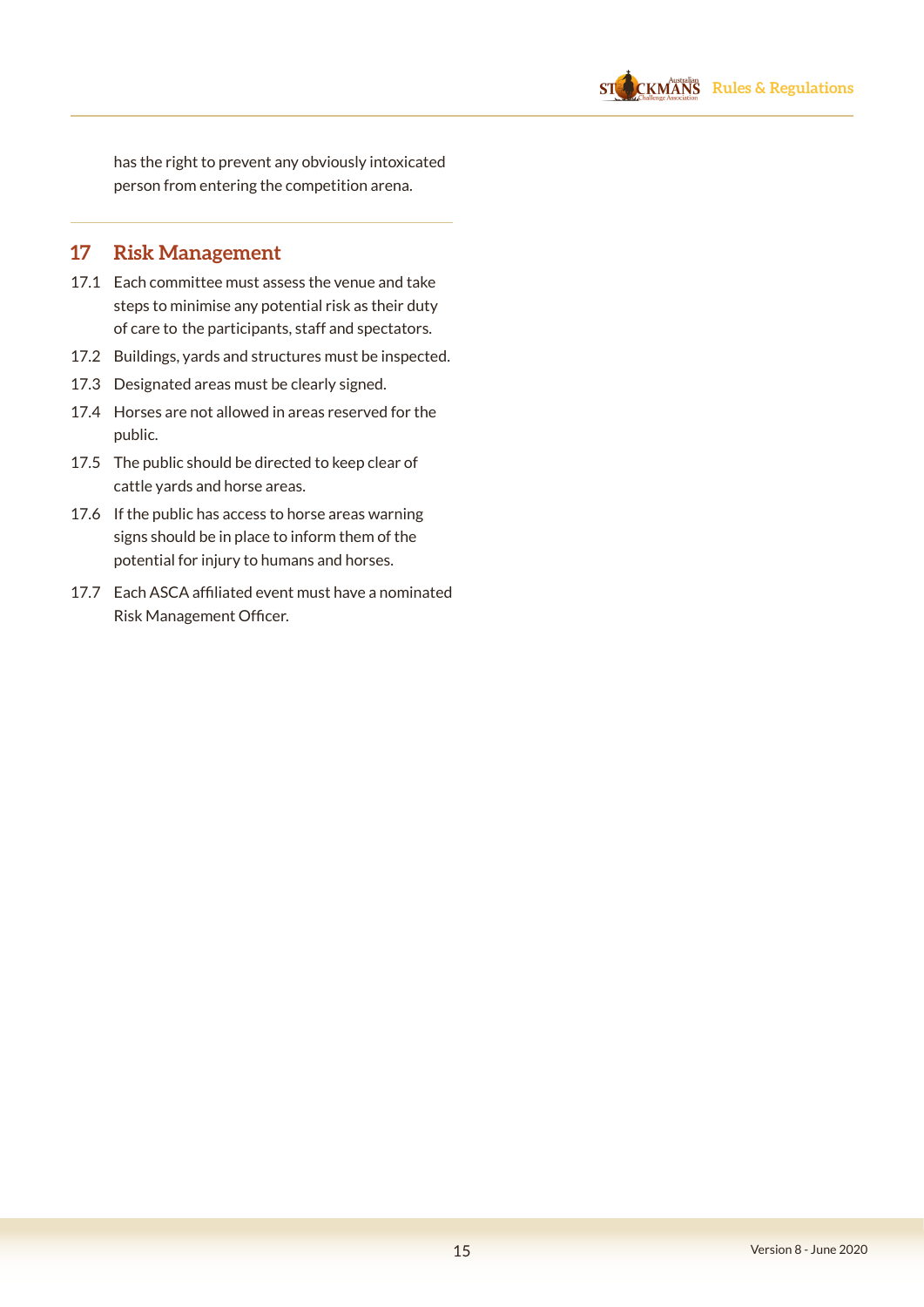has the right to prevent any obviously intoxicated person from entering the competition arena.

## 17 Risk Management

17.1 Each committee must assess the venue and take steps to minimise any potential risk as their duty of care to the participants, staff and spectators.

17.2 Buildings, yards and structures must be inspected.

17.3 Designated areas must be clearly signed.

17.4 Horses are not allowed in areas reserved for the public.

17.5 The public should be directed to keep clear of cattle yards and horse areas.

17.6 If the public has access to horse areas warning signs should be in place to inform them of the potential for injury to humans and horses.

17.7 Each ASCA affiliated event must have a nominated Risk Management Officer.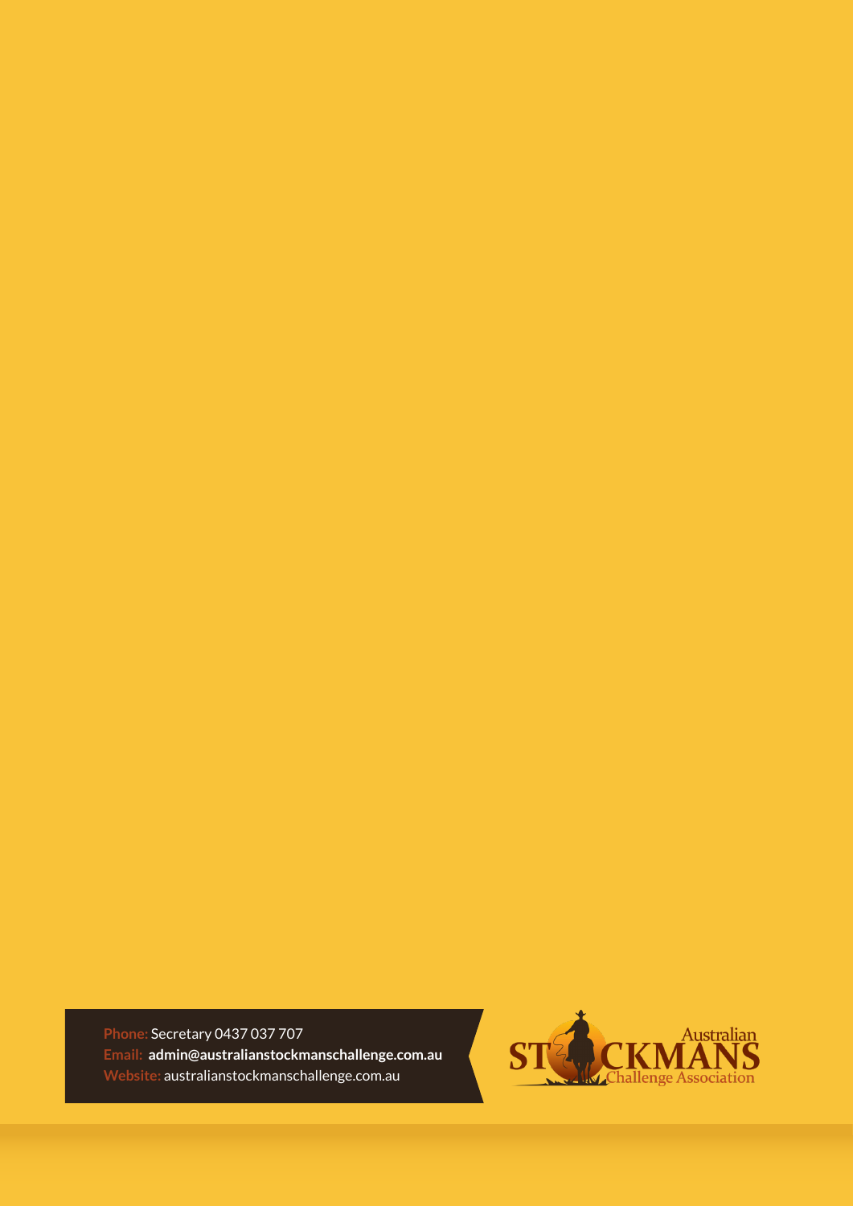**Phone:** Secretary 0437 037 707
**Email:** **admin@australianstockmanschallenge.com.au**
**Website:** australianstockmanschallenge.com.au

Australian STOCKMANS Challenge Association